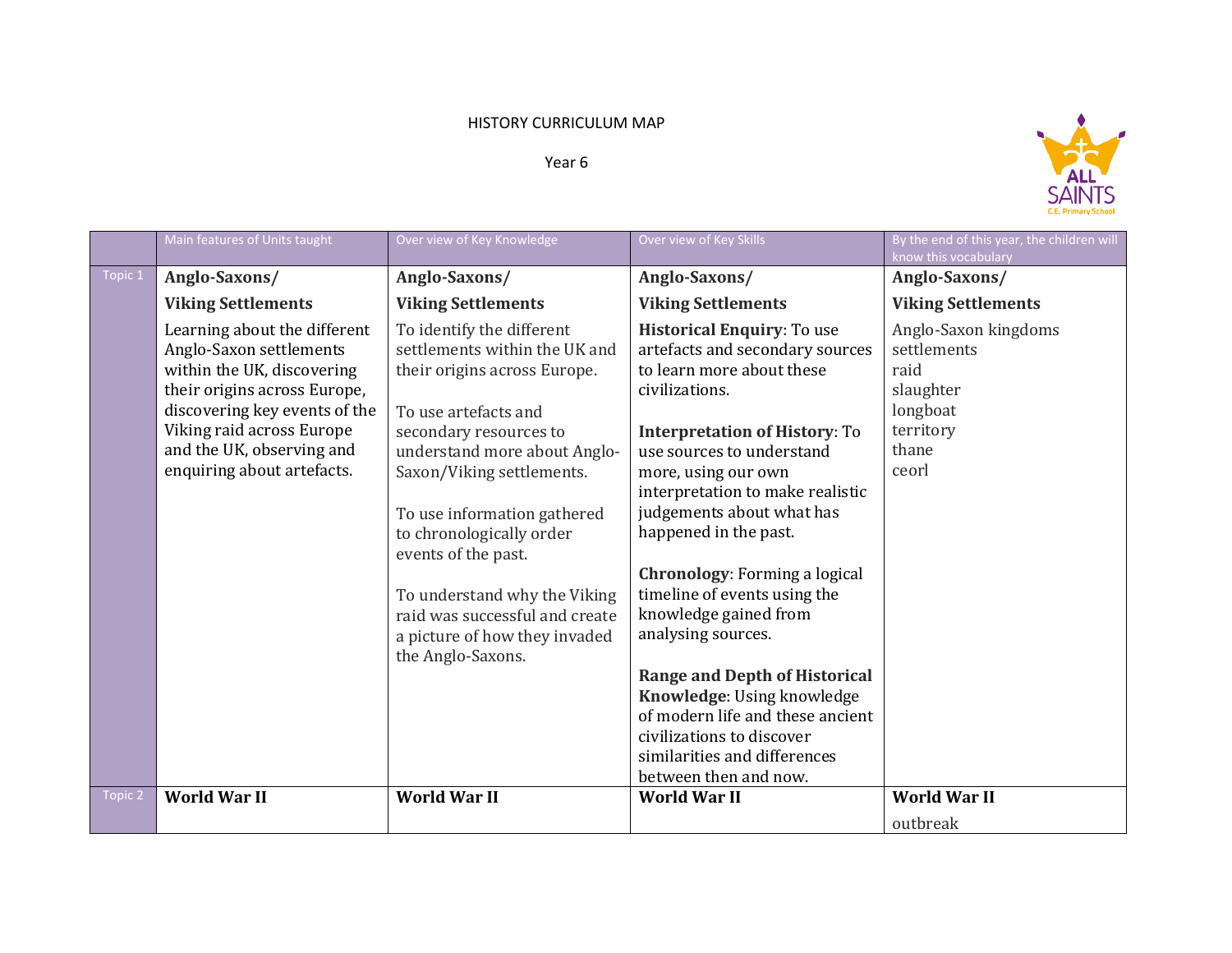HISTORY CURRICULUM MAP

Year 6

| | Main features of Units taught | Over view of Key Knowledge | Over view of Key Skills | By the end of this year, the children will know this vocabulary |
|---|---|---|---|---|
| Topic 1 | **Anglo-Saxons/ Viking Settlements**<br><br>Learning about the different Anglo-Saxon settlements within the UK, discovering their origins across Europe, discovering key events of the Viking raid across Europe and the UK, observing and enquiring about artefacts. | **Anglo-Saxons/ Viking Settlements**<br><br>To identify the different settlements within the UK and their origins across Europe.<br><br>To use artefacts and secondary resources to understand more about Anglo-Saxon/Viking settlements.<br><br>To use information gathered to chronologically order events of the past.<br><br>To understand why the Viking raid was successful and create a picture of how they invaded the Anglo-Saxons. | **Anglo-Saxons/ Viking Settlements**<br><br>**Historical Enquiry**: To use artefacts and secondary sources to learn more about these civilizations.<br><br>**Interpretation of History**: To use sources to understand more, using our own interpretation to make realistic judgements about what has happened in the past.<br><br>**Chronology**: Forming a logical timeline of events using the knowledge gained from analysing sources.<br><br>**Range and Depth of Historical Knowledge**: Using knowledge of modern life and these ancient civilizations to discover similarities and differences between then and now. | **Anglo-Saxons/ Viking Settlements**<br><br>Anglo-Saxon kingdoms<br>settlements<br>raid<br>slaughter<br>longboat<br>territory<br>thane<br>ceorl |
| Topic 2 | **World War II** | **World War II** | **World War II** | **World War II**<br><br>outbreak |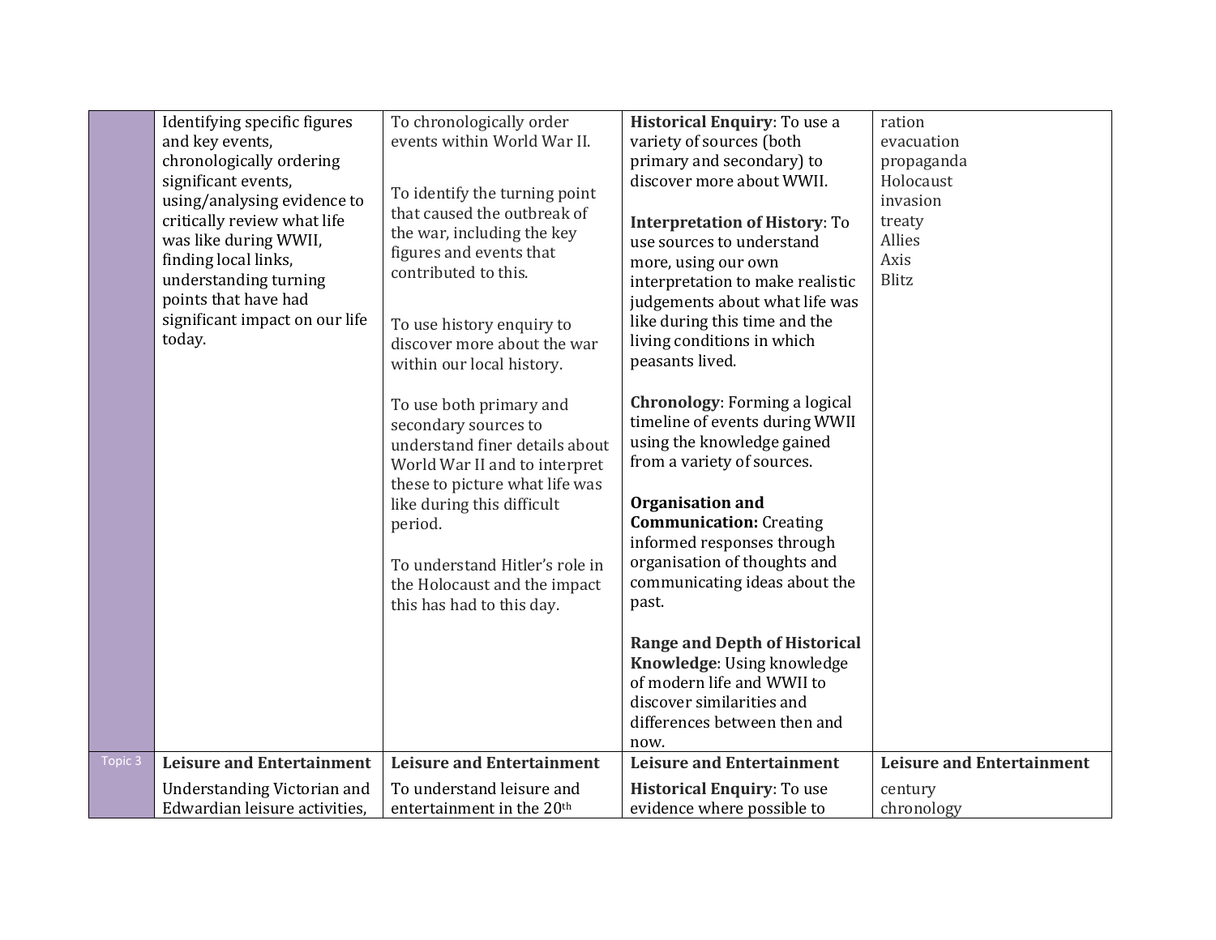| | | | | |
|---|---|---|---|---|
| | Identifying specific figures and key events, chronologically ordering significant events, using/analysing evidence to critically review what life was like during WWII, finding local links, understanding turning points that have had significant impact on our life today. | To chronologically order events within World War II.<br><br>To identify the turning point that caused the outbreak of the war, including the key figures and events that contributed to this.<br><br>To use history enquiry to discover more about the war within our local history.<br><br>To use both primary and secondary sources to understand finer details about World War II and to interpret these to picture what life was like during this difficult period.<br><br>To understand Hitler's role in the Holocaust and the impact this has had to this day. | **Historical Enquiry**: To use a variety of sources (both primary and secondary) to discover more about WWII.<br><br>**Interpretation of History**: To use sources to understand more, using our own interpretation to make realistic judgements about what life was like during this time and the living conditions in which peasants lived.<br><br>**Chronology**: Forming a logical timeline of events during WWII using the knowledge gained from a variety of sources.<br><br>**Organisation and Communication:** Creating informed responses through organisation of thoughts and communicating ideas about the past.<br><br>**Range and Depth of Historical Knowledge**: Using knowledge of modern life and WWII to discover similarities and differences between then and now. | ration<br>evacuation<br>propaganda<br>Holocaust<br>invasion<br>treaty<br>Allies<br>Axis<br>Blitz |
| Topic 3 | **Leisure and Entertainment**<br><br>Understanding Victorian and Edwardian leisure activities, | **Leisure and Entertainment**<br><br>To understand leisure and entertainment in the 20th | **Leisure and Entertainment**<br><br>**Historical Enquiry**: To use evidence where possible to | **Leisure and Entertainment**<br><br>century<br>chronology |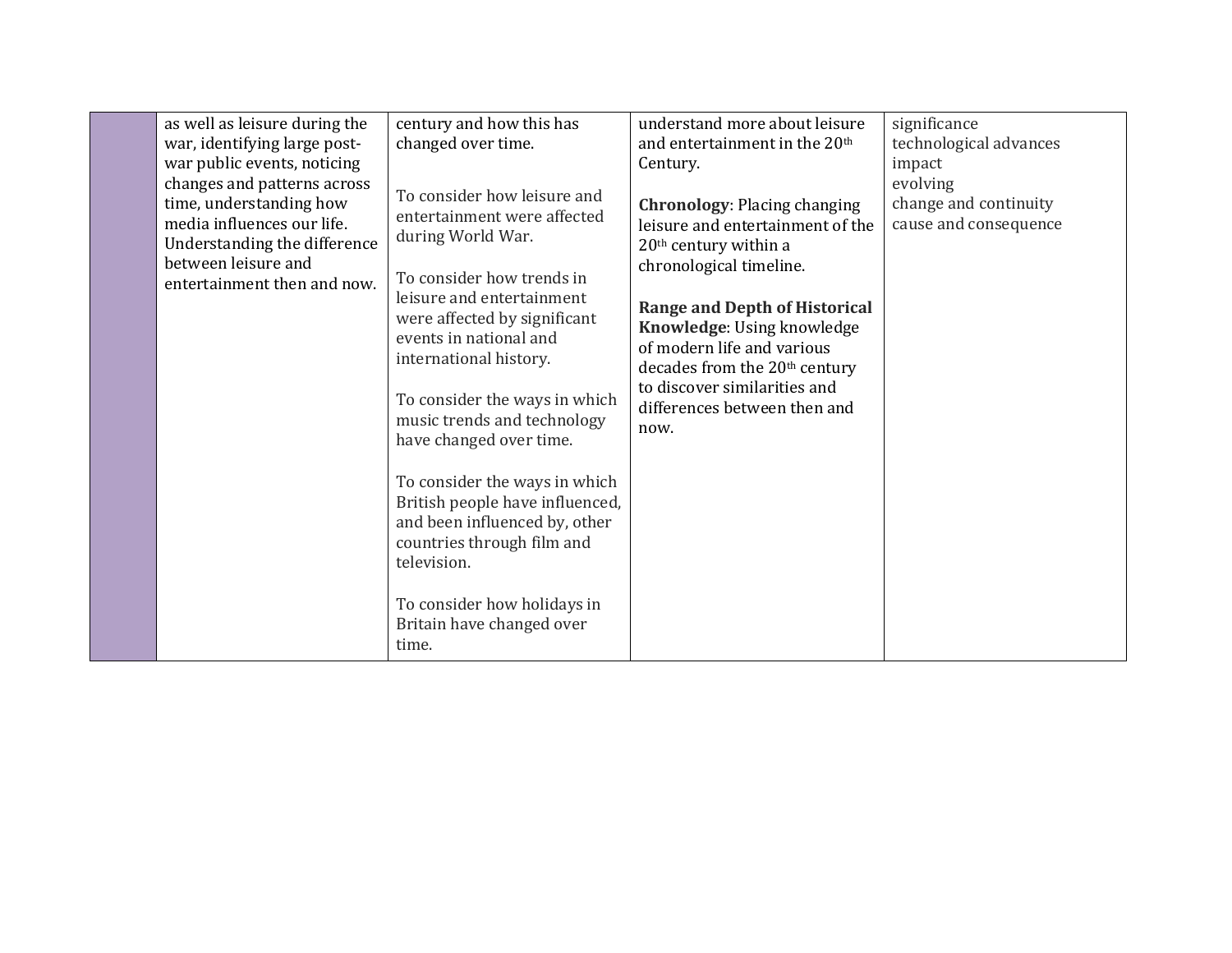| | | | | |
|---|---|---|---|---|
| | as well as leisure during the war, identifying large post-war public events, noticing changes and patterns across time, understanding how media influences our life. Understanding the difference between leisure and entertainment then and now. | century and how this has changed over time.<br><br>To consider how leisure and entertainment were affected during World War.<br><br>To consider how trends in leisure and entertainment were affected by significant events in national and international history.<br><br>To consider the ways in which music trends and technology have changed over time.<br><br>To consider the ways in which British people have influenced, and been influenced by, other countries through film and television.<br><br>To consider how holidays in Britain have changed over time. | understand more about leisure and entertainment in the 20th Century.<br><br>**Chronology**: Placing changing leisure and entertainment of the 20th century within a chronological timeline.<br><br>**Range and Depth of Historical Knowledge**: Using knowledge of modern life and various decades from the 20th century to discover similarities and differences between then and now. | significance<br>technological advances<br>impact<br>evolving<br>change and continuity<br>cause and consequence |